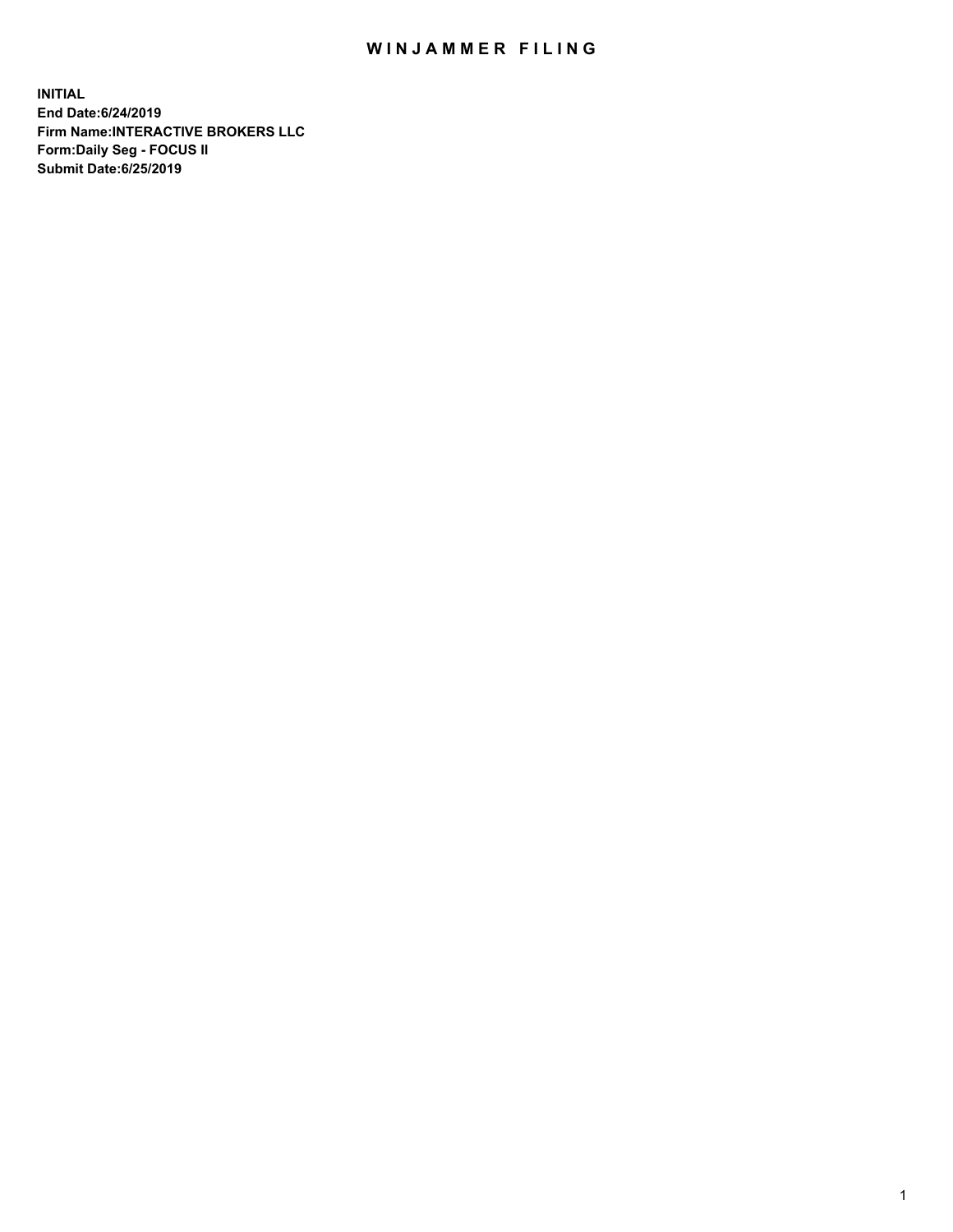# WINJAMMER FILING

**INITIAL**
**End Date:6/24/2019**
**Firm Name:INTERACTIVE BROKERS LLC**
**Form:Daily Seg - FOCUS II**
**Submit Date:6/25/2019**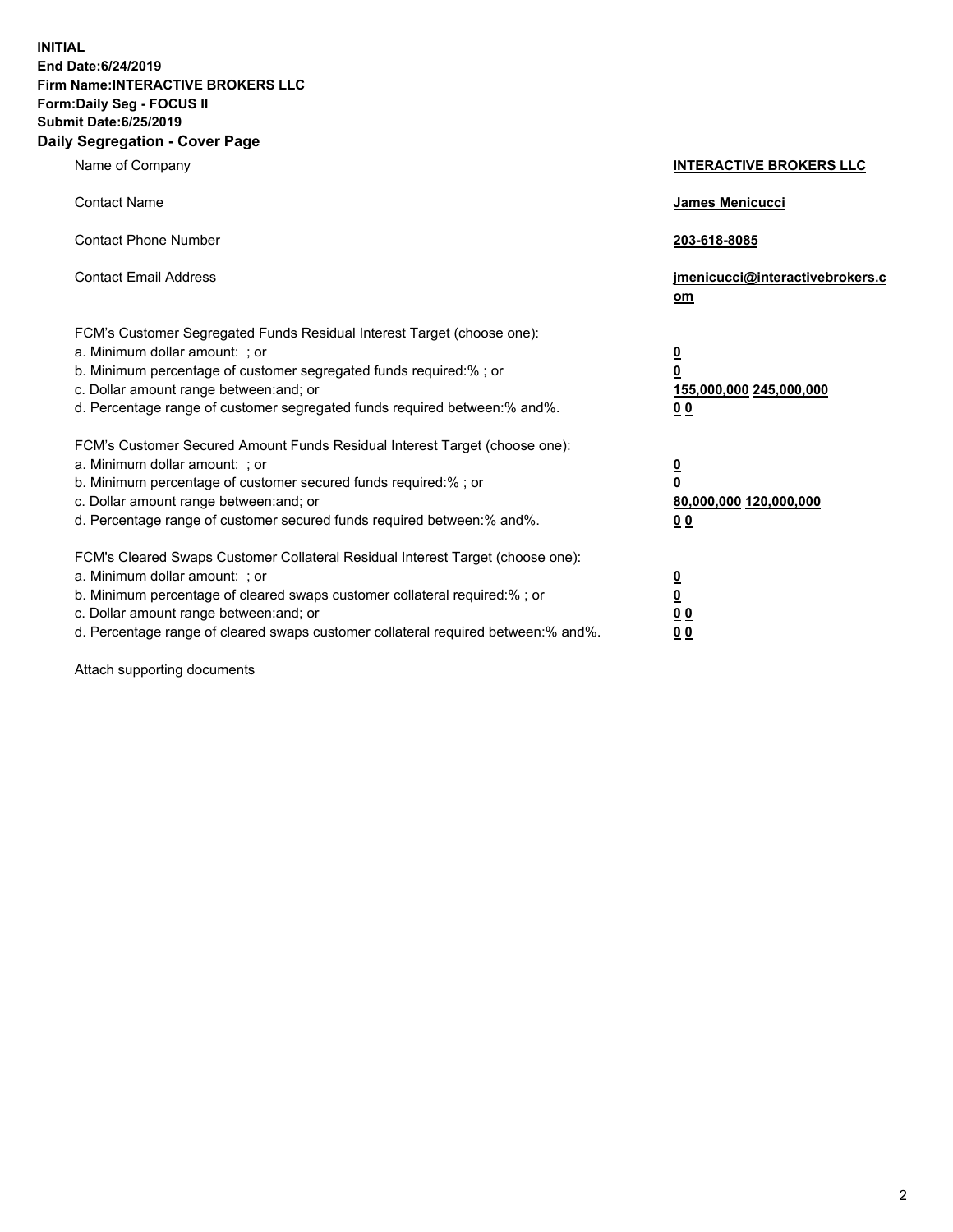**INITIAL**
**End Date:6/24/2019**
**Firm Name:INTERACTIVE BROKERS LLC**
**Form:Daily Seg - FOCUS II**
**Submit Date:6/25/2019**
**Daily Segregation - Cover Page**

| | |
|---|---|
| Name of Company | **INTERACTIVE BROKERS LLC** |
| Contact Name | **James Menicucci** |
| Contact Phone Number | **203-618-8085** |
| Contact Email Address | **jmenicucci@interactivebrokers.com** |

FCM's Customer Segregated Funds Residual Interest Target (choose one):

| | |
|---|---|
| a. Minimum dollar amount: ; or | **0** |
| b. Minimum percentage of customer segregated funds required:% ; or | **0** |
| c. Dollar amount range between:and; or | **155,000,000 245,000,000** |
| d. Percentage range of customer segregated funds required between:% and%. | **0 0** |

FCM's Customer Secured Amount Funds Residual Interest Target (choose one):

| | |
|---|---|
| a. Minimum dollar amount: ; or | **0** |
| b. Minimum percentage of customer secured funds required:% ; or | **0** |
| c. Dollar amount range between:and; or | **80,000,000 120,000,000** |
| d. Percentage range of customer secured funds required between:% and%. | **0 0** |

FCM's Cleared Swaps Customer Collateral Residual Interest Target (choose one):

| | |
|---|---|
| a. Minimum dollar amount: ; or | **0** |
| b. Minimum percentage of cleared swaps customer collateral required:% ; or | **0** |
| c. Dollar amount range between:and; or | **0 0** |
| d. Percentage range of cleared swaps customer collateral required between:% and%. | **0 0** |

Attach supporting documents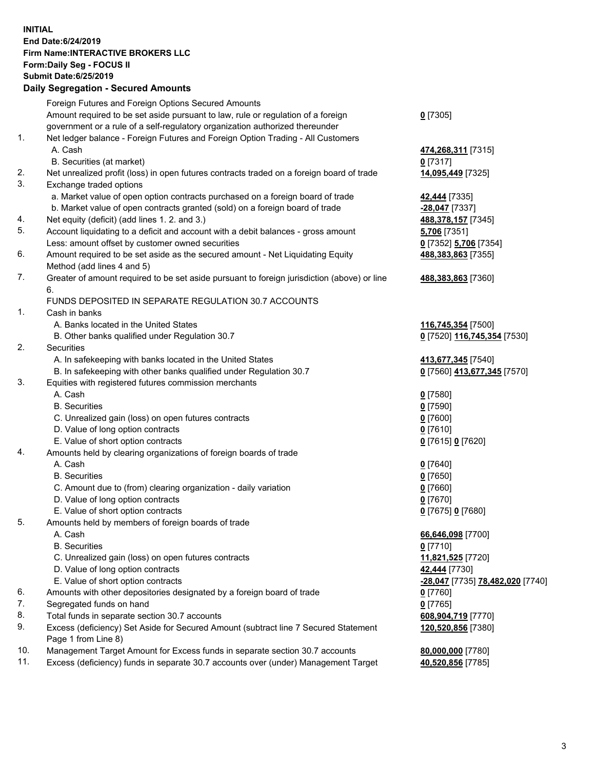**INITIAL**
**End Date:6/24/2019**
**Firm Name:INTERACTIVE BROKERS LLC**
**Form:Daily Seg - FOCUS II**
**Submit Date:6/25/2019**

### Daily Segregation - Secured Amounts

| | | |
|---|---|---|
| | Foreign Futures and Foreign Options Secured Amounts | |
| | Amount required to be set aside pursuant to law, rule or regulation of a foreign government or a rule of a self-regulatory organization authorized thereunder | **0** [7305] |
| 1. | Net ledger balance - Foreign Futures and Foreign Option Trading - All Customers | |
| | A. Cash | **474,268,311** [7315] |
| | B. Securities (at market) | **0** [7317] |
| 2. | Net unrealized profit (loss) in open futures contracts traded on a foreign board of trade | **14,095,449** [7325] |
| 3. | Exchange traded options | |
| | a. Market value of open option contracts purchased on a foreign board of trade | **42,444** [7335] |
| | b. Market value of open contracts granted (sold) on a foreign board of trade | **-28,047** [7337] |
| 4. | Net equity (deficit) (add lines 1. 2. and 3.) | **488,378,157** [7345] |
| 5. | Account liquidating to a deficit and account with a debit balances - gross amount | **5,706** [7351] |
| | Less: amount offset by customer owned securities | **0** [7352] **5,706** [7354] |
| 6. | Amount required to be set aside as the secured amount - Net Liquidating Equity Method (add lines 4 and 5) | **488,383,863** [7355] |
| 7. | Greater of amount required to be set aside pursuant to foreign jurisdiction (above) or line 6. | **488,383,863** [7360] |
| | FUNDS DEPOSITED IN SEPARATE REGULATION 30.7 ACCOUNTS | |
| 1. | Cash in banks | |
| | A. Banks located in the United States | **116,745,354** [7500] |
| | B. Other banks qualified under Regulation 30.7 | **0** [7520] **116,745,354** [7530] |
| 2. | Securities | |
| | A. In safekeeping with banks located in the United States | **413,677,345** [7540] |
| | B. In safekeeping with other banks qualified under Regulation 30.7 | **0** [7560] **413,677,345** [7570] |
| 3. | Equities with registered futures commission merchants | |
| | A. Cash | **0** [7580] |
| | B. Securities | **0** [7590] |
| | C. Unrealized gain (loss) on open futures contracts | **0** [7600] |
| | D. Value of long option contracts | **0** [7610] |
| | E. Value of short option contracts | **0** [7615] **0** [7620] |
| 4. | Amounts held by clearing organizations of foreign boards of trade | |
| | A. Cash | **0** [7640] |
| | B. Securities | **0** [7650] |
| | C. Amount due to (from) clearing organization - daily variation | **0** [7660] |
| | D. Value of long option contracts | **0** [7670] |
| | E. Value of short option contracts | **0** [7675] **0** [7680] |
| 5. | Amounts held by members of foreign boards of trade | |
| | A. Cash | **66,646,098** [7700] |
| | B. Securities | **0** [7710] |
| | C. Unrealized gain (loss) on open futures contracts | **11,821,525** [7720] |
| | D. Value of long option contracts | **42,444** [7730] |
| | E. Value of short option contracts | **-28,047** [7735] **78,482,020** [7740] |
| 6. | Amounts with other depositories designated by a foreign board of trade | **0** [7760] |
| 7. | Segregated funds on hand | **0** [7765] |
| 8. | Total funds in separate section 30.7 accounts | **608,904,719** [7770] |
| 9. | Excess (deficiency) Set Aside for Secured Amount (subtract line 7 Secured Statement Page 1 from Line 8) | **120,520,856** [7380] |
| 10. | Management Target Amount for Excess funds in separate section 30.7 accounts | **80,000,000** [7780] |
| 11. | Excess (deficiency) funds in separate 30.7 accounts over (under) Management Target | **40,520,856** [7785] |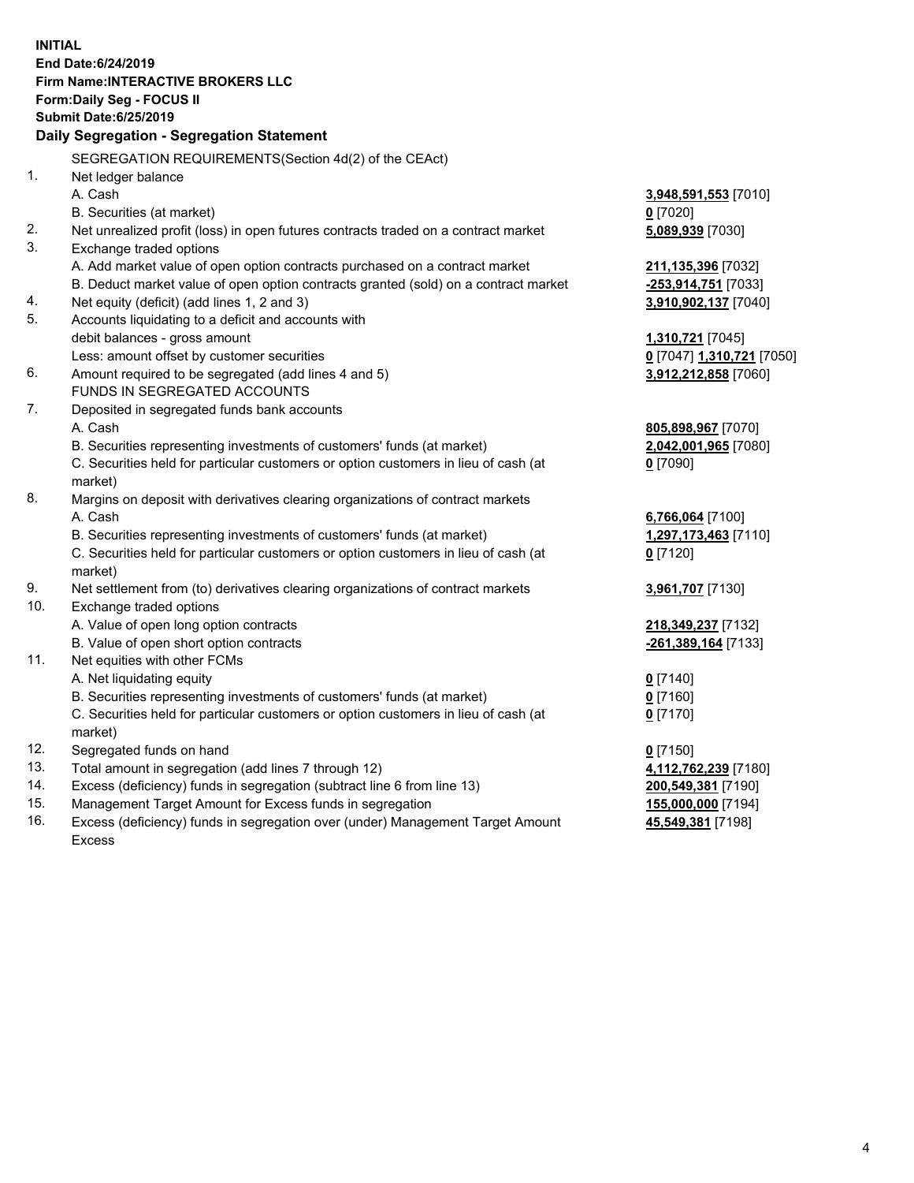**INITIAL**
**End Date:6/24/2019**
**Firm Name:INTERACTIVE BROKERS LLC**
**Form:Daily Seg - FOCUS II**
**Submit Date:6/25/2019**

## Daily Segregation - Segregation Statement

| | | |
|---|---|---|
| | SEGREGATION REQUIREMENTS(Section 4d(2) of the CEAct) | |
| 1. | Net ledger balance | |
| | A. Cash | **3,948,591,553** [7010] |
| | B. Securities (at market) | **0** [7020] |
| 2. | Net unrealized profit (loss) in open futures contracts traded on a contract market | **5,089,939** [7030] |
| 3. | Exchange traded options | |
| | A. Add market value of open option contracts purchased on a contract market | **211,135,396** [7032] |
| | B. Deduct market value of open option contracts granted (sold) on a contract market | **-253,914,751** [7033] |
| 4. | Net equity (deficit) (add lines 1, 2 and 3) | **3,910,902,137** [7040] |
| 5. | Accounts liquidating to a deficit and accounts with debit balances - gross amount | **1,310,721** [7045] |
| | Less: amount offset by customer securities | **0** [7047] **1,310,721** [7050] |
| 6. | Amount required to be segregated (add lines 4 and 5) | **3,912,212,858** [7060] |
| | FUNDS IN SEGREGATED ACCOUNTS | |
| 7. | Deposited in segregated funds bank accounts | |
| | A. Cash | **805,898,967** [7070] |
| | B. Securities representing investments of customers' funds (at market) | **2,042,001,965** [7080] |
| | C. Securities held for particular customers or option customers in lieu of cash (at market) | **0** [7090] |
| 8. | Margins on deposit with derivatives clearing organizations of contract markets | |
| | A. Cash | **6,766,064** [7100] |
| | B. Securities representing investments of customers' funds (at market) | **1,297,173,463** [7110] |
| | C. Securities held for particular customers or option customers in lieu of cash (at market) | **0** [7120] |
| 9. | Net settlement from (to) derivatives clearing organizations of contract markets | **3,961,707** [7130] |
| 10. | Exchange traded options | |
| | A. Value of open long option contracts | **218,349,237** [7132] |
| | B. Value of open short option contracts | **-261,389,164** [7133] |
| 11. | Net equities with other FCMs | |
| | A. Net liquidating equity | **0** [7140] |
| | B. Securities representing investments of customers' funds (at market) | **0** [7160] |
| | C. Securities held for particular customers or option customers in lieu of cash (at market) | **0** [7170] |
| 12. | Segregated funds on hand | **0** [7150] |
| 13. | Total amount in segregation (add lines 7 through 12) | **4,112,762,239** [7180] |
| 14. | Excess (deficiency) funds in segregation (subtract line 6 from line 13) | **200,549,381** [7190] |
| 15. | Management Target Amount for Excess funds in segregation | **155,000,000** [7194] |
| 16. | Excess (deficiency) funds in segregation over (under) Management Target Amount Excess | **45,549,381** [7198] |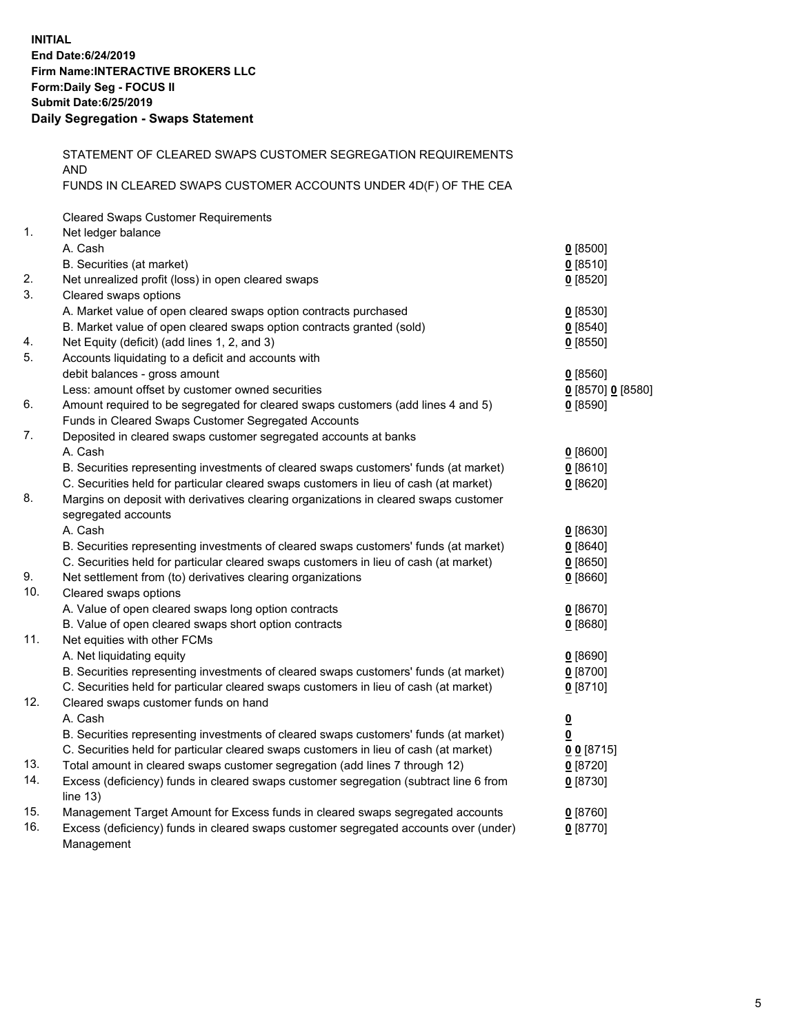**INITIAL**
**End Date:6/24/2019**
**Firm Name:INTERACTIVE BROKERS LLC**
**Form:Daily Seg - FOCUS II**
**Submit Date:6/25/2019**
**Daily Segregation - Swaps Statement**

STATEMENT OF CLEARED SWAPS CUSTOMER SEGREGATION REQUIREMENTS AND FUNDS IN CLEARED SWAPS CUSTOMER ACCOUNTS UNDER 4D(F) OF THE CEA

| | | |
|---|---|---|
| | Cleared Swaps Customer Requirements | |
| 1. | Net ledger balance | |
| | A. Cash | 0 [8500] |
| | B. Securities (at market) | 0 [8510] |
| 2. | Net unrealized profit (loss) in open cleared swaps | 0 [8520] |
| 3. | Cleared swaps options | |
| | A. Market value of open cleared swaps option contracts purchased | 0 [8530] |
| | B. Market value of open cleared swaps option contracts granted (sold) | 0 [8540] |
| 4. | Net Equity (deficit) (add lines 1, 2, and 3) | 0 [8550] |
| 5. | Accounts liquidating to a deficit and accounts with debit balances - gross amount | 0 [8560] |
| | Less: amount offset by customer owned securities | 0 [8570] 0 [8580] |
| 6. | Amount required to be segregated for cleared swaps customers (add lines 4 and 5) | 0 [8590] |
| | Funds in Cleared Swaps Customer Segregated Accounts | |
| 7. | Deposited in cleared swaps customer segregated accounts at banks | |
| | A. Cash | 0 [8600] |
| | B. Securities representing investments of cleared swaps customers' funds (at market) | 0 [8610] |
| | C. Securities held for particular cleared swaps customers in lieu of cash (at market) | 0 [8620] |
| 8. | Margins on deposit with derivatives clearing organizations in cleared swaps customer segregated accounts | |
| | A. Cash | 0 [8630] |
| | B. Securities representing investments of cleared swaps customers' funds (at market) | 0 [8640] |
| | C. Securities held for particular cleared swaps customers in lieu of cash (at market) | 0 [8650] |
| 9. | Net settlement from (to) derivatives clearing organizations | 0 [8660] |
| 10. | Cleared swaps options | |
| | A. Value of open cleared swaps long option contracts | 0 [8670] |
| | B. Value of open cleared swaps short option contracts | 0 [8680] |
| 11. | Net equities with other FCMs | |
| | A. Net liquidating equity | 0 [8690] |
| | B. Securities representing investments of cleared swaps customers' funds (at market) | 0 [8700] |
| | C. Securities held for particular cleared swaps customers in lieu of cash (at market) | 0 [8710] |
| 12. | Cleared swaps customer funds on hand | |
| | A. Cash | 0 |
| | B. Securities representing investments of cleared swaps customers' funds (at market) | 0 |
| | C. Securities held for particular cleared swaps customers in lieu of cash (at market) | 0 0 [8715] |
| 13. | Total amount in cleared swaps customer segregation (add lines 7 through 12) | 0 [8720] |
| 14. | Excess (deficiency) funds in cleared swaps customer segregation (subtract line 6 from line 13) | 0 [8730] |
| 15. | Management Target Amount for Excess funds in cleared swaps segregated accounts | 0 [8760] |
| 16. | Excess (deficiency) funds in cleared swaps customer segregated accounts over (under) Management | 0 [8770] |